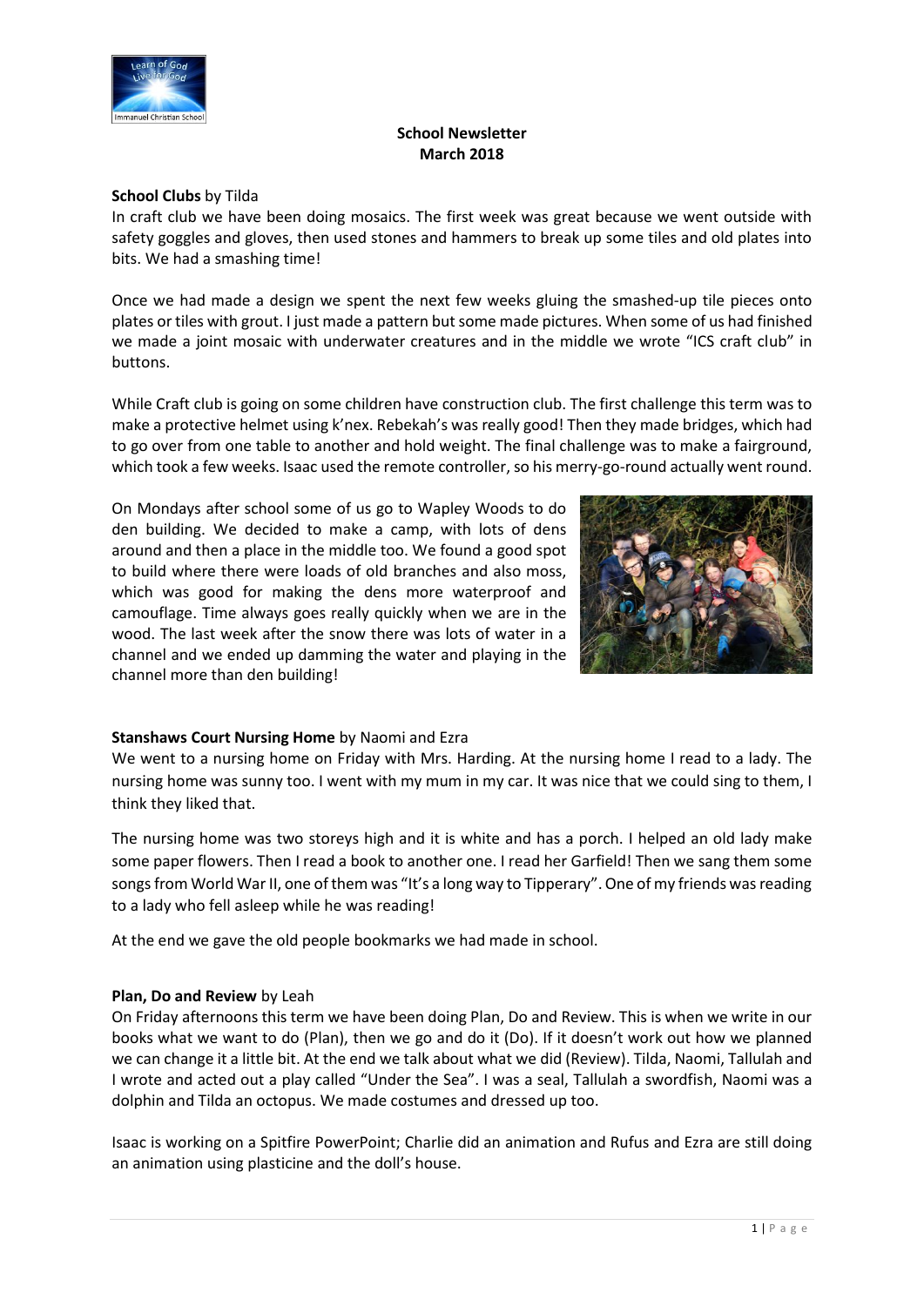# School Newsletter
## March 2018

**School Clubs** by Tilda

In craft club we have been doing mosaics. The first week was great because we went outside with safety goggles and gloves, then used stones and hammers to break up some tiles and old plates into bits. We had a smashing time!

Once we had made a design we spent the next few weeks gluing the smashed-up tile pieces onto plates or tiles with grout. I just made a pattern but some made pictures. When some of us had finished we made a joint mosaic with underwater creatures and in the middle we wrote "ICS craft club" in buttons.

While Craft club is going on some children have construction club. The first challenge this term was to make a protective helmet using k'nex. Rebekah's was really good! Then they made bridges, which had to go over from one table to another and hold weight. The final challenge was to make a fairground, which took a few weeks. Isaac used the remote controller, so his merry-go-round actually went round.

On Mondays after school some of us go to Wapley Woods to do den building. We decided to make a camp, with lots of dens around and then a place in the middle too. We found a good spot to build where there were loads of old branches and also moss, which was good for making the dens more waterproof and camouflage. Time always goes really quickly when we are in the wood. The last week after the snow there was lots of water in a channel and we ended up damming the water and playing in the channel more than den building!

**Stanshaws Court Nursing Home** by Naomi and Ezra

We went to a nursing home on Friday with Mrs. Harding. At the nursing home I read to a lady. The nursing home was sunny too. I went with my mum in my car. It was nice that we could sing to them, I think they liked that.

The nursing home was two storeys high and it is white and has a porch. I helped an old lady make some paper flowers. Then I read a book to another one. I read her Garfield! Then we sang them some songs from World War II, one of them was "It's a long way to Tipperary". One of my friends was reading to a lady who fell asleep while he was reading!

At the end we gave the old people bookmarks we had made in school.

**Plan, Do and Review** by Leah

On Friday afternoons this term we have been doing Plan, Do and Review. This is when we write in our books what we want to do (Plan), then we go and do it (Do). If it doesn't work out how we planned we can change it a little bit. At the end we talk about what we did (Review). Tilda, Naomi, Tallulah and I wrote and acted out a play called "Under the Sea". I was a seal, Tallulah a swordfish, Naomi was a dolphin and Tilda an octopus. We made costumes and dressed up too.

Isaac is working on a Spitfire PowerPoint; Charlie did an animation and Rufus and Ezra are still doing an animation using plasticine and the doll's house.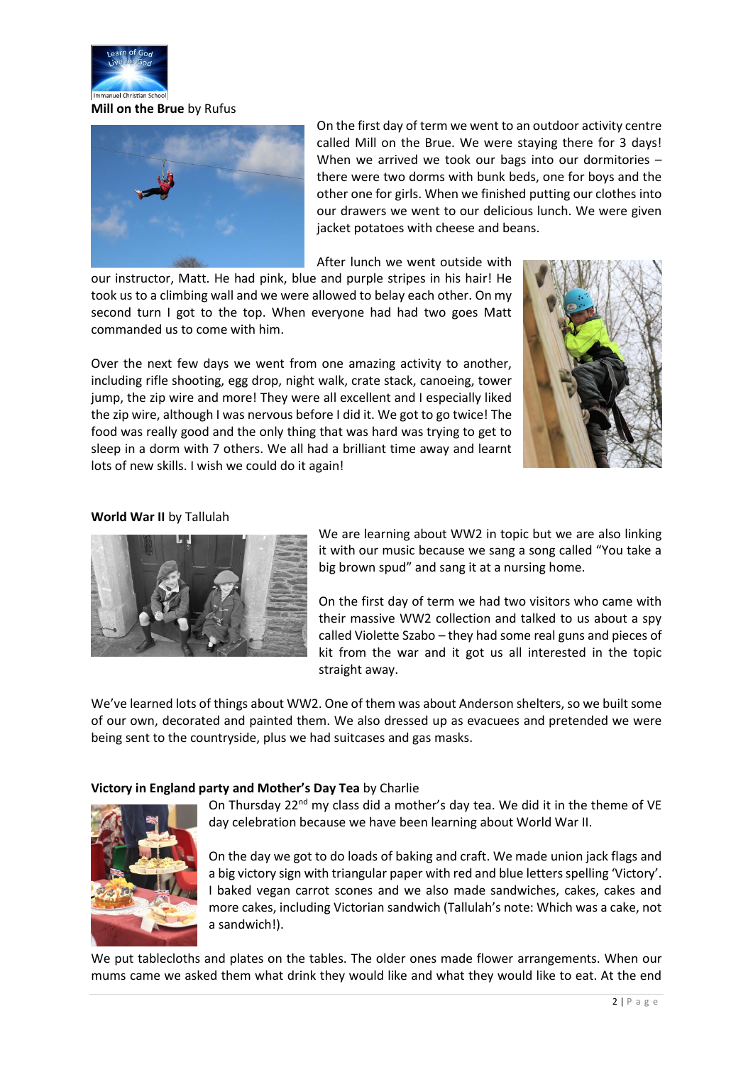**Mill on the Brue** by Rufus

On the first day of term we went to an outdoor activity centre called Mill on the Brue. We were staying there for 3 days! When we arrived we took our bags into our dormitories – there were two dorms with bunk beds, one for boys and the other one for girls. When we finished putting our clothes into our drawers we went to our delicious lunch. We were given jacket potatoes with cheese and beans.

After lunch we went outside with our instructor, Matt. He had pink, blue and purple stripes in his hair! He took us to a climbing wall and we were allowed to belay each other. On my second turn I got to the top. When everyone had had two goes Matt commanded us to come with him.

Over the next few days we went from one amazing activity to another, including rifle shooting, egg drop, night walk, crate stack, canoeing, tower jump, the zip wire and more! They were all excellent and I especially liked the zip wire, although I was nervous before I did it. We got to go twice! The food was really good and the only thing that was hard was trying to get to sleep in a dorm with 7 others. We all had a brilliant time away and learnt lots of new skills. I wish we could do it again!

**World War II** by Tallulah

We are learning about WW2 in topic but we are also linking it with our music because we sang a song called "You take a big brown spud" and sang it at a nursing home.

On the first day of term we had two visitors who came with their massive WW2 collection and talked to us about a spy called Violette Szabo – they had some real guns and pieces of kit from the war and it got us all interested in the topic straight away.

We've learned lots of things about WW2. One of them was about Anderson shelters, so we built some of our own, decorated and painted them. We also dressed up as evacuees and pretended we were being sent to the countryside, plus we had suitcases and gas masks.

**Victory in England party and Mother's Day Tea** by Charlie

On Thursday 22nd my class did a mother's day tea. We did it in the theme of VE day celebration because we have been learning about World War II.

On the day we got to do loads of baking and craft. We made union jack flags and a big victory sign with triangular paper with red and blue letters spelling 'Victory'. I baked vegan carrot scones and we also made sandwiches, cakes, cakes and more cakes, including Victorian sandwich (Tallulah's note: Which was a cake, not a sandwich!).

We put tablecloths and plates on the tables. The older ones made flower arrangements. When our mums came we asked them what drink they would like and what they would like to eat. At the end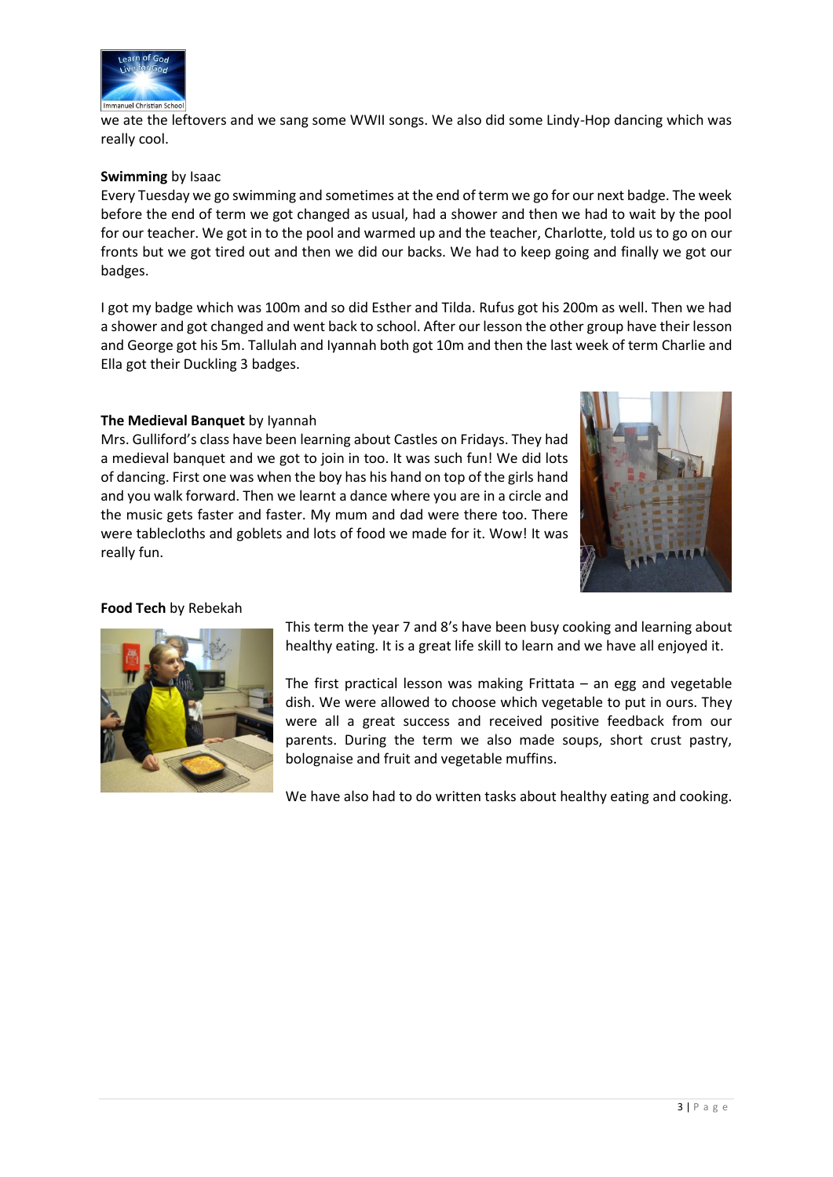we ate the leftovers and we sang some WWII songs. We also did some Lindy-Hop dancing which was really cool.

**Swimming** by Isaac

Every Tuesday we go swimming and sometimes at the end of term we go for our next badge. The week before the end of term we got changed as usual, had a shower and then we had to wait by the pool for our teacher. We got in to the pool and warmed up and the teacher, Charlotte, told us to go on our fronts but we got tired out and then we did our backs. We had to keep going and finally we got our badges.

I got my badge which was 100m and so did Esther and Tilda. Rufus got his 200m as well. Then we had a shower and got changed and went back to school. After our lesson the other group have their lesson and George got his 5m. Tallulah and Iyannah both got 10m and then the last week of term Charlie and Ella got their Duckling 3 badges.

**The Medieval Banquet** by Iyannah

Mrs. Gulliford's class have been learning about Castles on Fridays. They had a medieval banquet and we got to join in too. It was such fun! We did lots of dancing. First one was when the boy has his hand on top of the girls hand and you walk forward. Then we learnt a dance where you are in a circle and the music gets faster and faster. My mum and dad were there too. There were tablecloths and goblets and lots of food we made for it. Wow! It was really fun.

**Food Tech** by Rebekah

This term the year 7 and 8's have been busy cooking and learning about healthy eating. It is a great life skill to learn and we have all enjoyed it.

The first practical lesson was making Frittata – an egg and vegetable dish. We were allowed to choose which vegetable to put in ours. They were all a great success and received positive feedback from our parents. During the term we also made soups, short crust pastry, bolognaise and fruit and vegetable muffins.

We have also had to do written tasks about healthy eating and cooking.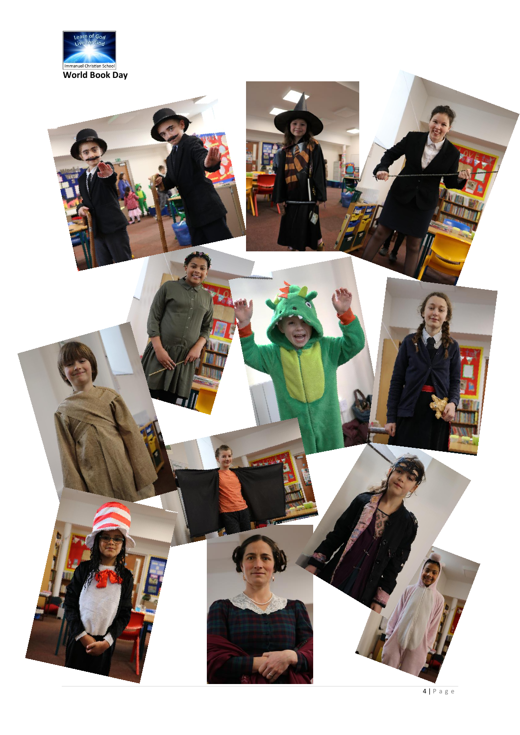Learn of God
Live for God

Immanuel Christian School

**World Book Day**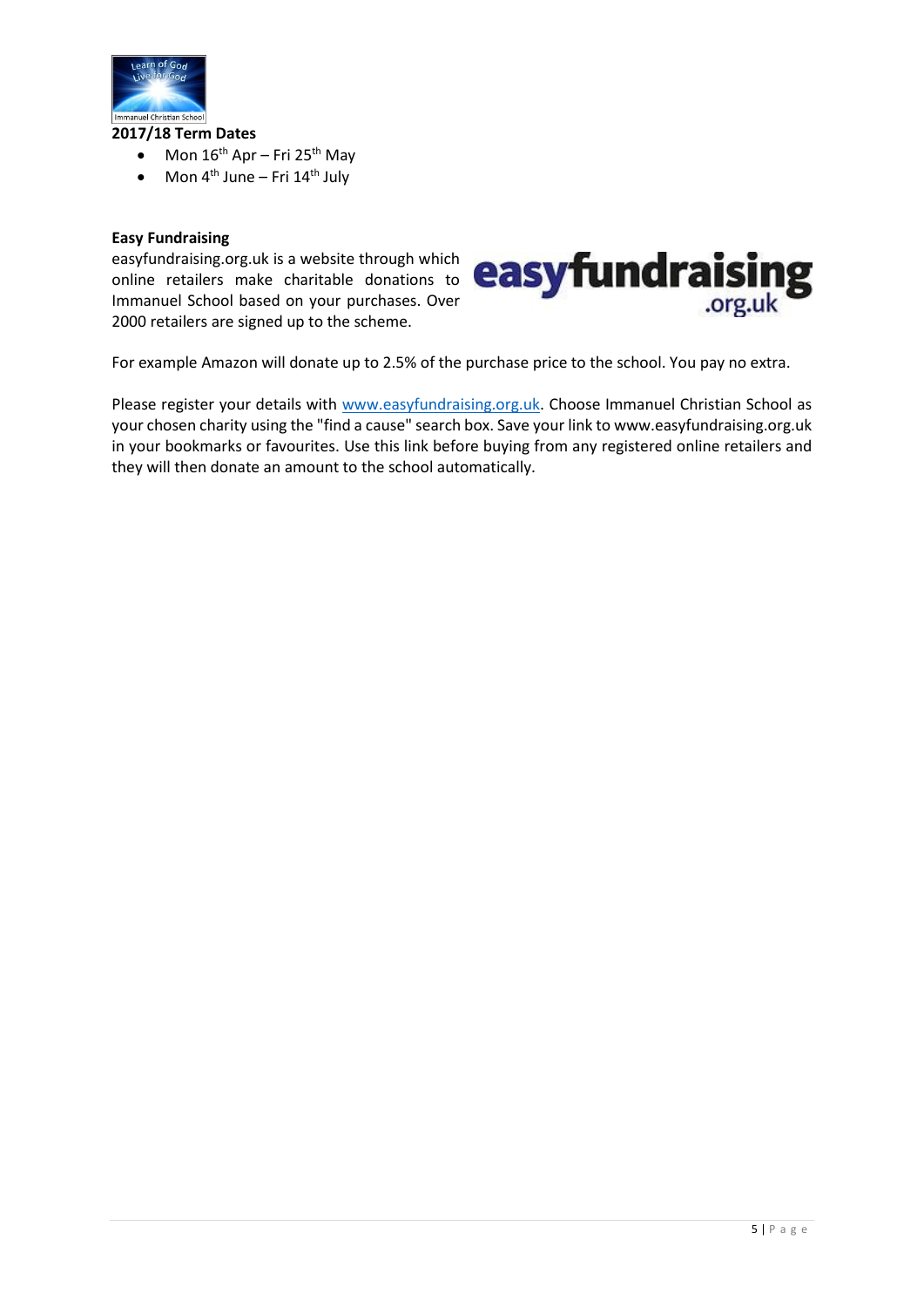## 2017/18 Term Dates

- Mon 16th Apr – Fri 25th May
- Mon 4th June – Fri 14th July

## Easy Fundraising

easyfundraising.org.uk is a website through which online retailers make charitable donations to Immanuel School based on your purchases. Over 2000 retailers are signed up to the scheme.

For example Amazon will donate up to 2.5% of the purchase price to the school. You pay no extra.

Please register your details with www.easyfundraising.org.uk. Choose Immanuel Christian School as your chosen charity using the "find a cause" search box. Save your link to www.easyfundraising.org.uk in your bookmarks or favourites. Use this link before buying from any registered online retailers and they will then donate an amount to the school automatically.